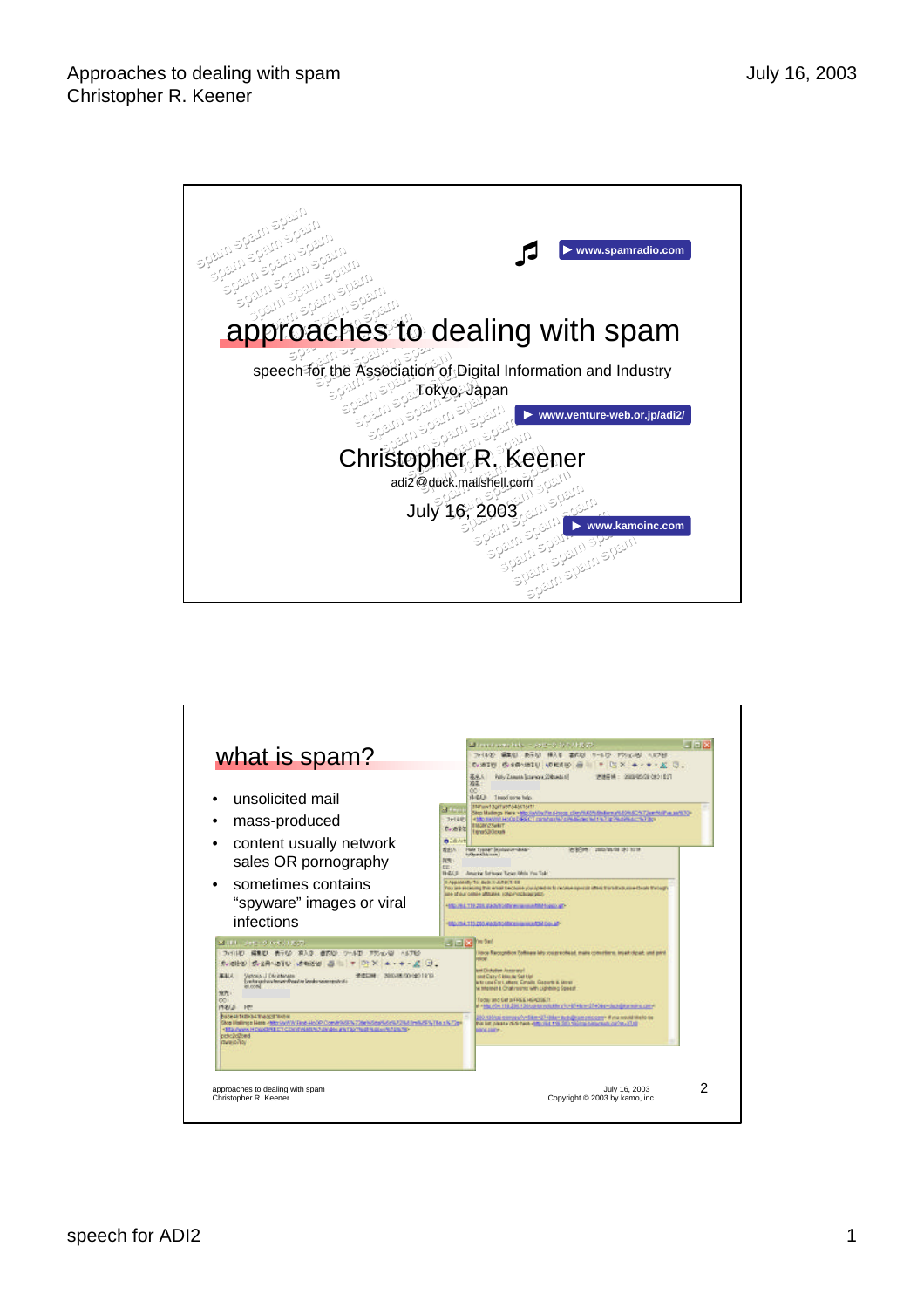# approaches to dealing with spam

speech for the Association of Digital Information and Industry
Tokyo, Japan

www.spamradio.com

www.venture-web.or.jp/adi2/

Christopher R. Keener
adi2@duck.mailshell.com

July 16, 2003

www.kamoinc.com

## what is spam?

- unsolicited mail
- mass-produced
- content usually network sales OR pornography
- sometimes contains "spyware" images or viral infections

approaches to dealing with spam
Christopher R. Keener

July 16, 2003
Copyright © 2003 by kamo, inc.

2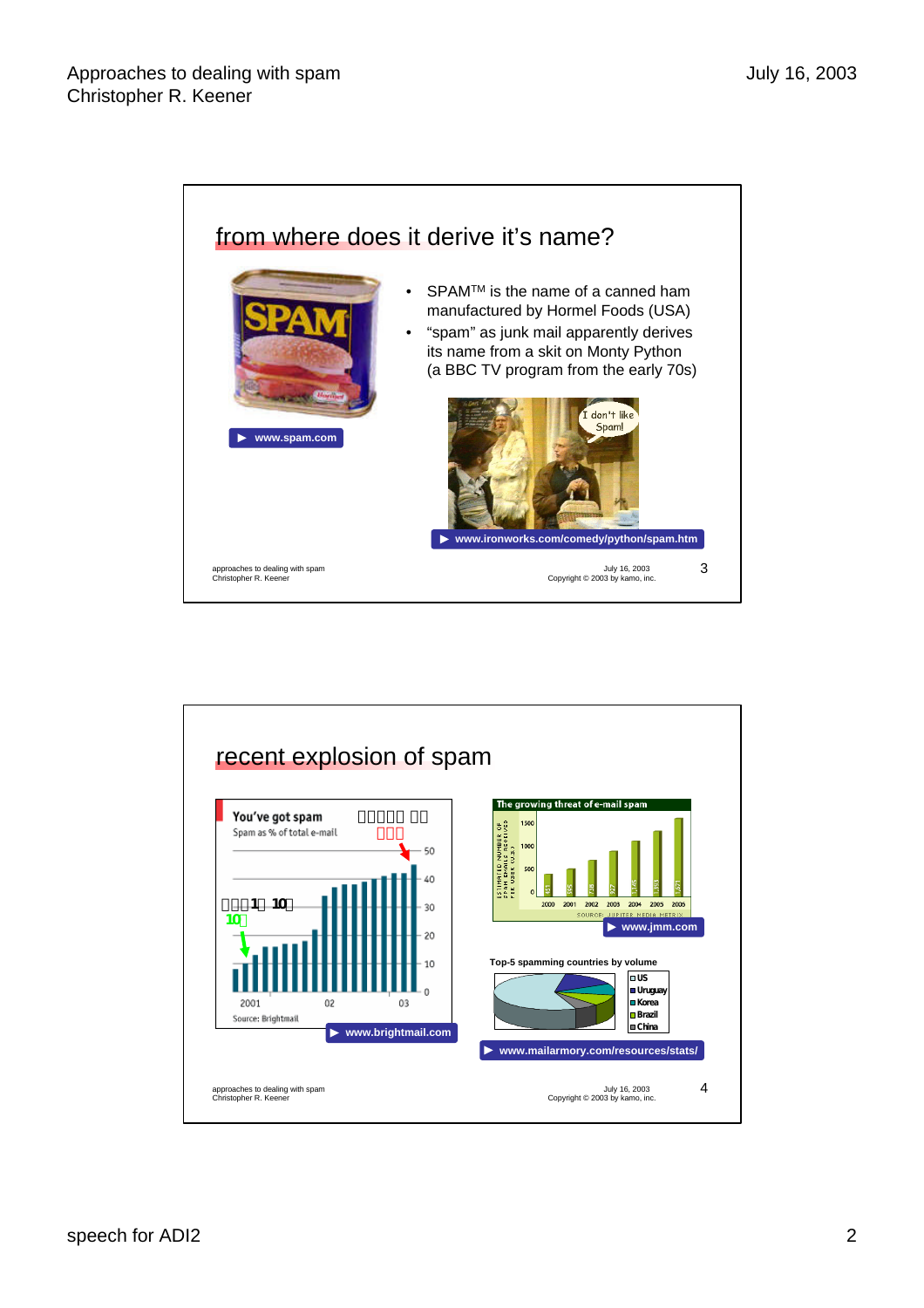## from where does it derive it's name?

- SPAM[TM] is the name of a canned ham manufactured by Hormel Foods (USA)
- "spam" as junk mail apparently derives its name from a skit on Monty Python (a BBC TV program from the early 70s)

▶ www.spam.com

I don't like Spam!

▶ www.ironworks.com/comedy/python/spam.htm

approaches to dealing with spam
Christopher R. Keener

July 16, 2003
Copyright © 2003 by kamo, inc.

3

## recent explosion of spam

You've got spam
Spam as % of total e-mail

Source: Brightmail

▶ www.brightmail.com

The growing threat of e-mail spam

SOURCE: JUPITER MEDIA METRIX

▶ www.jmm.com

Top-5 spamming countries by volume

- US
- Uruguay
- Korea
- Brazil
- China

▶ www.mailarmory.com/resources/stats/

approaches to dealing with spam
Christopher R. Keener

July 16, 2003
Copyright © 2003 by kamo, inc.

4

speech for ADI2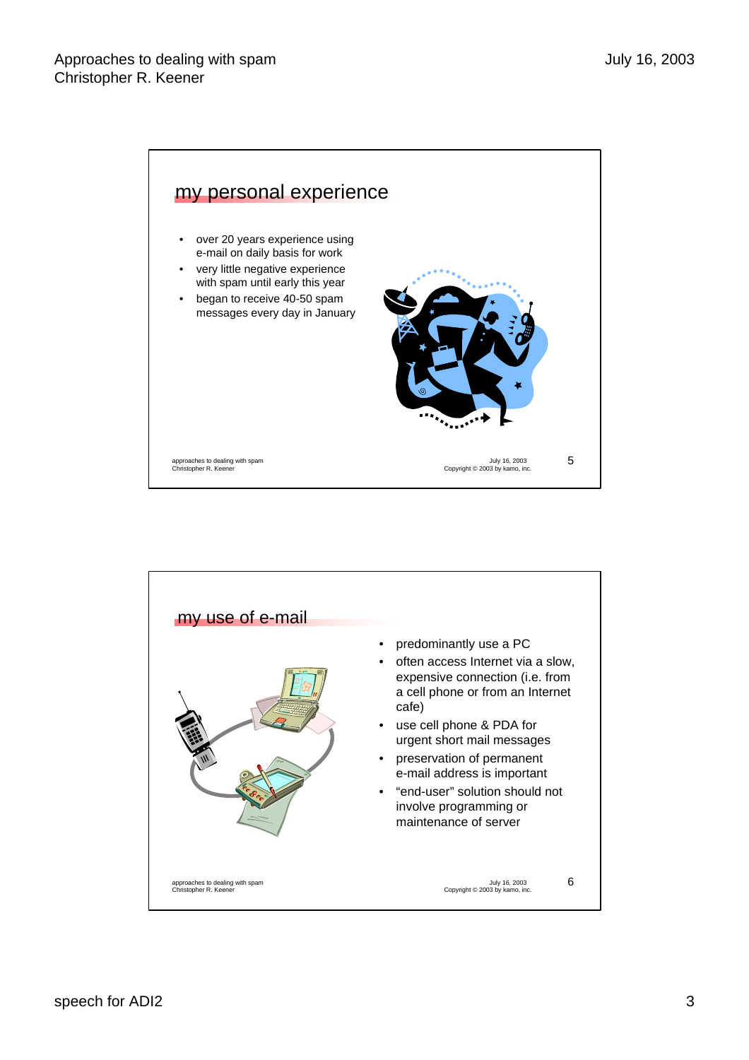## my personal experience

- over 20 years experience using e-mail on daily basis for work
- very little negative experience with spam until early this year
- began to receive 40-50 spam messages every day in January

## my use of e-mail

- predominantly use a PC
- often access Internet via a slow, expensive connection (i.e. from a cell phone or from an Internet cafe)
- use cell phone & PDA for urgent short mail messages
- preservation of permanent e-mail address is important
- “end-user” solution should not involve programming or maintenance of server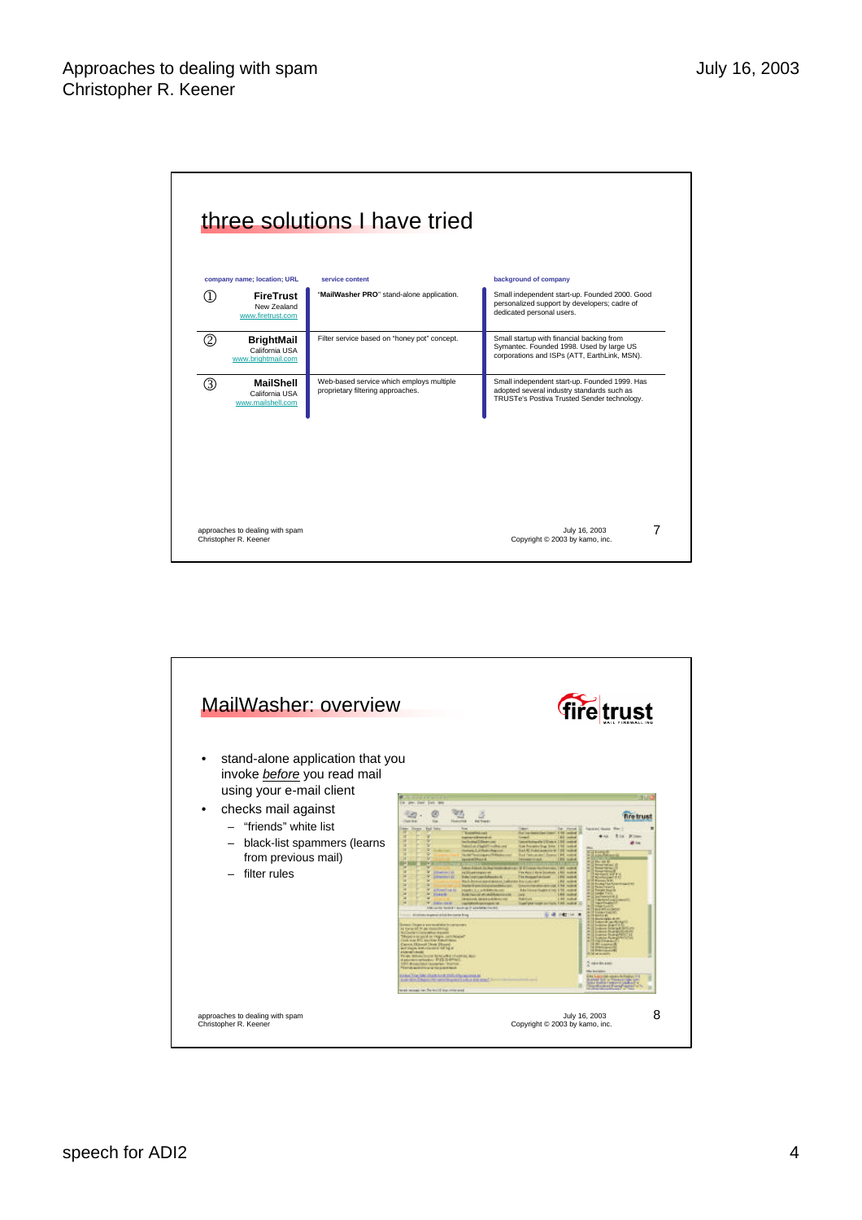## three solutions I have tried

| | company name; location; URL | service content | background of company |
|---|---|---|---|
| ① | **FireTrust** New Zealand www.firetrust.com | "**MailWasher PRO**" stand-alone application. | Small independent start-up. Founded 2000. Good personalized support by developers; cadre of dedicated personal users. |
| ② | **BrightMail** California USA www.brightmail.com | Filter service based on "honey pot" concept. | Small startup with financial backing from Symantec. Founded 1998. Used by large US corporations and ISPs (ATT, EarthLink, MSN). |
| ③ | **MailShell** California USA www.mailshell.com | Web-based service which employs multiple proprietary filtering approaches. | Small independent start-up. Founded 1999. Has adopted several industry standards such as TRUSTe's Postiva Trusted Sender technology. |

approaches to dealing with spam
Christopher R. Keener

July 16, 2003
Copyright © 2003 by kamo, inc.

7

## MailWasher: overview

fire trust

- stand-alone application that you invoke *before* you read mail using your e-mail client
- checks mail against
  - "friends" white list
  - black-list spammers (learns from previous mail)
  - filter rules

approaches to dealing with spam
Christopher R. Keener

July 16, 2003
Copyright © 2003 by kamo, inc.

8

speech for ADI2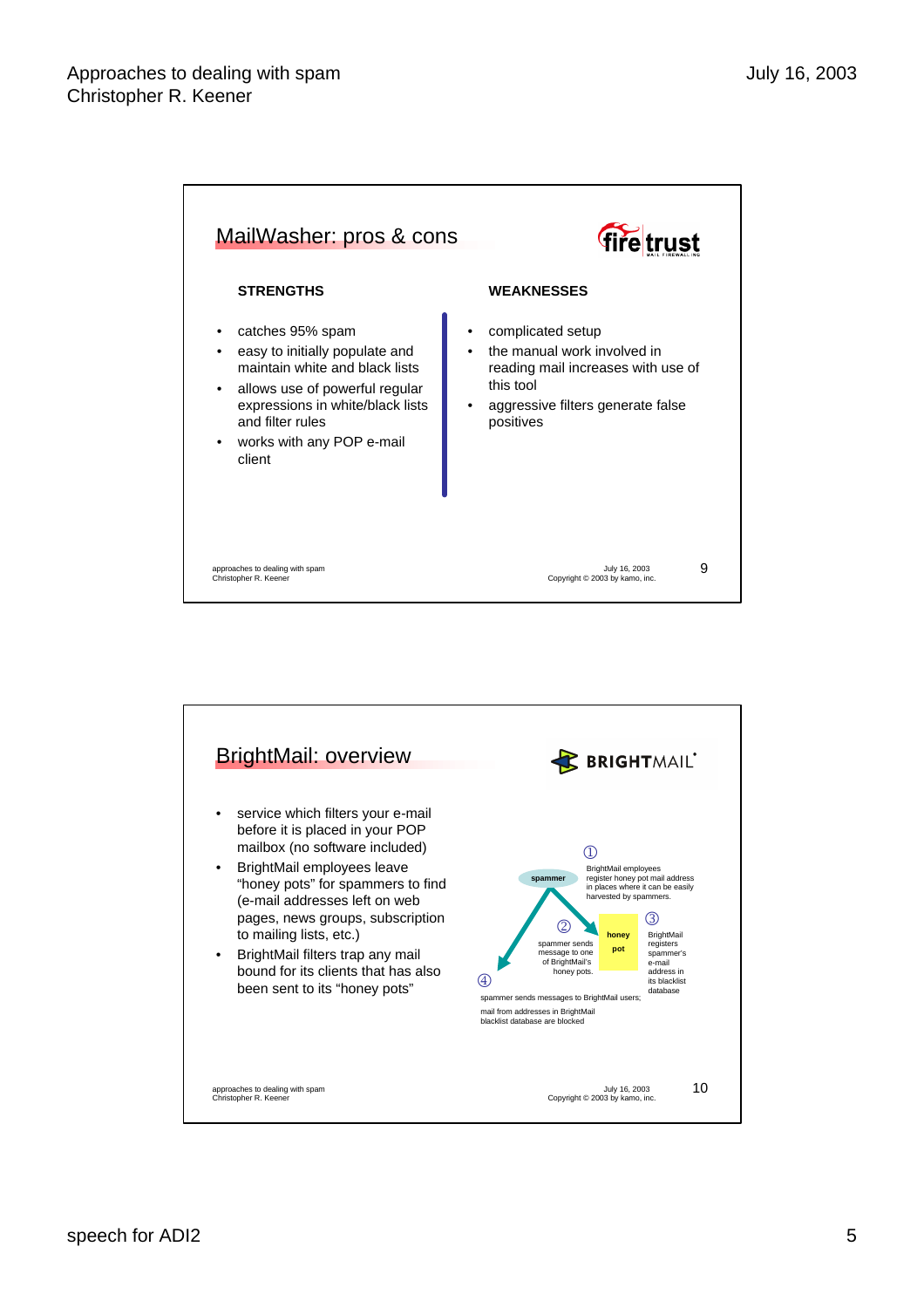## MailWasher: pros & cons

fire trust

**STRENGTHS**

- catches 95% spam
- easy to initially populate and maintain white and black lists
- allows use of powerful regular expressions in white/black lists and filter rules
- works with any POP e-mail client

**WEAKNESSES**

- complicated setup
- the manual work involved in reading mail increases with use of this tool
- aggressive filters generate false positives

approaches to dealing with spam
Christopher R. Keener

July 16, 2003
Copyright © 2003 by kamo, inc.

9

## BrightMail: overview

BRIGHTMAIL

- service which filters your e-mail before it is placed in your POP mailbox (no software included)
- BrightMail employees leave “honey pots” for spammers to find (e-mail addresses left on web pages, news groups, subscription to mailing lists, etc.)
- BrightMail filters trap any mail bound for its clients that has also been sent to its “honey pots”

spammer

① BrightMail employees register honey pot mail address in places where it can be easily harvested by spammers.

② spammer sends message to one of BrightMail's honey pots.

honey pot

③ BrightMail registers spammer's e-mail address in its blacklist database

④ spammer sends messages to BrightMail users; mail from addresses in BrightMail blacklist database are blocked

approaches to dealing with spam
Christopher R. Keener

July 16, 2003
Copyright © 2003 by kamo, inc.

10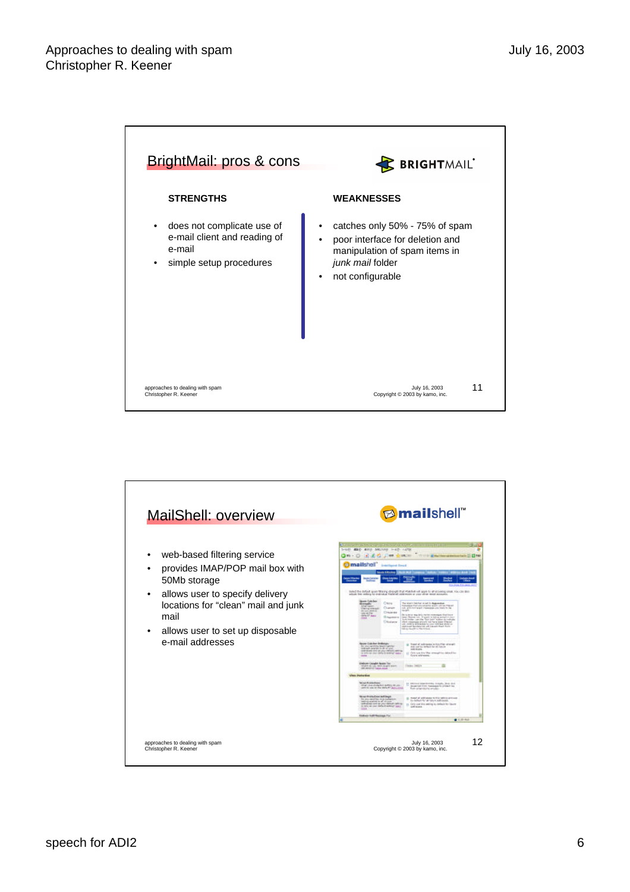## BrightMail: pros & cons

**STRENGTHS**

- does not complicate use of e-mail client and reading of e-mail
- simple setup procedures

**WEAKNESSES**

- catches only 50% - 75% of spam
- poor interface for deletion and manipulation of spam items in *junk mail* folder
- not configurable

approaches to dealing with spam
Christopher R. Keener

July 16, 2003
Copyright © 2003 by kamo, inc.

11

## MailShell: overview

- web-based filtering service
- provides IMAP/POP mail box with 50Mb storage
- allows user to specify delivery locations for “clean” mail and junk mail
- allows user to set up disposable e-mail addresses

approaches to dealing with spam
Christopher R. Keener

July 16, 2003
Copyright © 2003 by kamo, inc.

12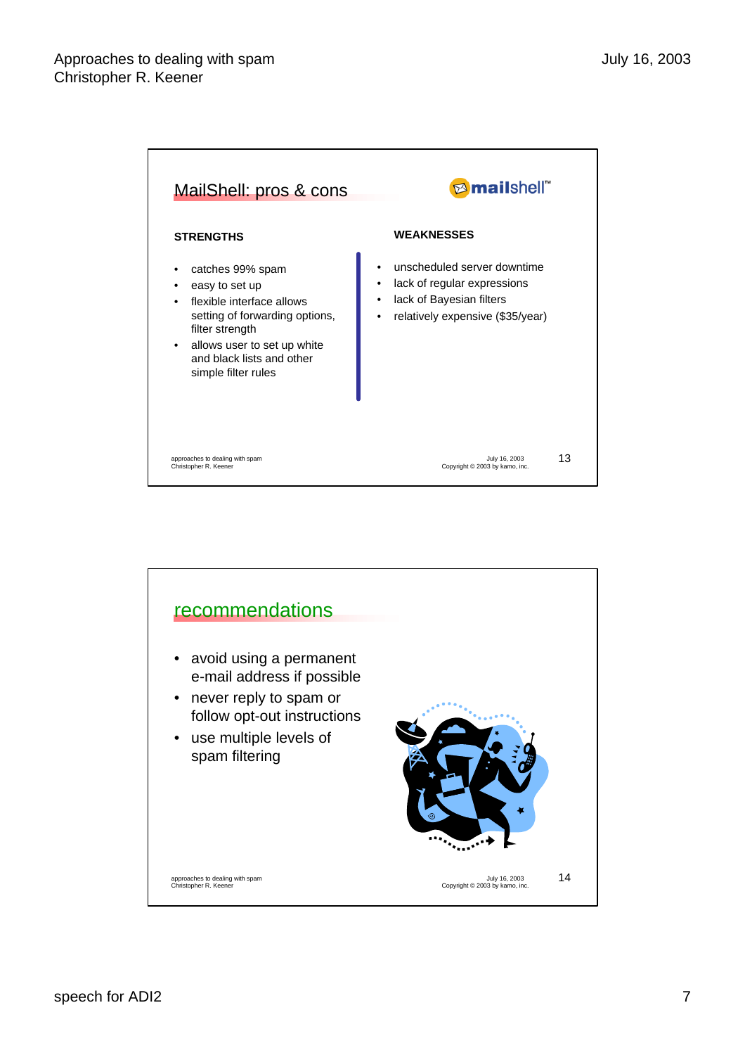## MailShell: pros & cons

**STRENGTHS**

- catches 99% spam
- easy to set up
- flexible interface allows setting of forwarding options, filter strength
- allows user to set up white and black lists and other simple filter rules

**WEAKNESSES**

- unscheduled server downtime
- lack of regular expressions
- lack of Bayesian filters
- relatively expensive ($35/year)

## recommendations

- avoid using a permanent e-mail address if possible
- never reply to spam or follow opt-out instructions
- use multiple levels of spam filtering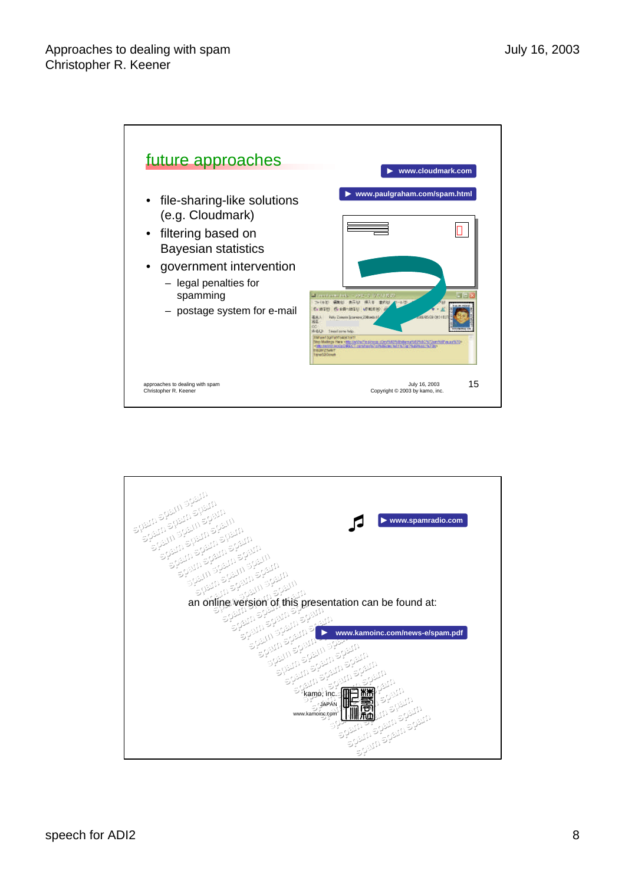## future approaches

► www.cloudmark.com

► www.paulgraham.com/spam.html

- file-sharing-like solutions (e.g. Cloudmark)
- filtering based on Bayesian statistics
- government intervention
  - legal penalties for spamming
  - postage system for e-mail

approaches to dealing with spam
Christopher R. Keener

July 16, 2003
Copyright © 2003 by kamo, inc.

15

---

► www.spamradio.com

an online version of this presentation can be found at:

► www.kamoinc.com/news-e/spam.pdf

kamo, inc.
JAPAN
www.kamoinc.com